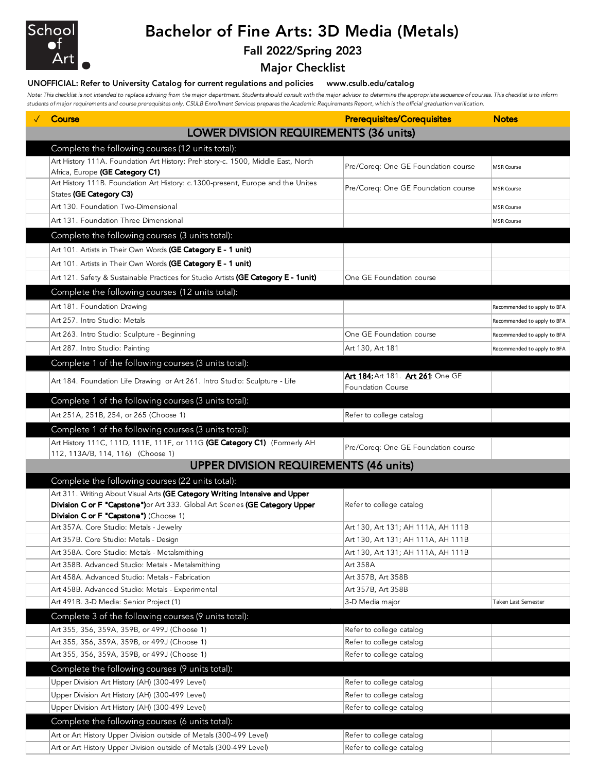School of Art

# Bachelor of Fine Arts: 3D Media (Metals)

## Fall 2022/Spring 2023

## Major Checklist

**UNOFFICIAL: Refer to University Catalog for current regulations and policies www.csulb.edu/catalog**

*Note: This checklist is not intended to replace advising from the major department. Students should consult with the major advisor to determine the appropriate sequence of courses. This checklist is to inform students of major requirements and course prerequisites only. CSULB Enrollment Services prepares the Academic Requirements Report, which is the official graduation verification.*

| ✓ | Course | Prerequisites/Corequisites | Notes |
|---|---|---|---|
| | **LOWER DIVISION REQUIREMENTS (36 units)** | | |
| | Complete the following courses (12 units total): | | |
| | Art History 111A. Foundation Art History: Prehistory-c. 1500, Middle East, North Africa, Europe **(GE Category C1)** | Pre/Coreq: One GE Foundation course | MSR Course |
| | Art History 111B. Foundation Art History: c.1300-present, Europe and the Unites States **(GE Category C3)** | Pre/Coreq: One GE Foundation course | MSR Course |
| | Art 130. Foundation Two-Dimensional | | MSR Course |
| | Art 131. Foundation Three Dimensional | | MSR Course |
| | Complete the following courses (3 units total): | | |
| | Art 101. Artists in Their Own Words **(GE Category E - 1 unit)** | | |
| | Art 101. Artists in Their Own Words **(GE Category E - 1 unit)** | | |
| | Art 121. Safety & Sustainable Practices for Studio Artists **(GE Category E - 1unit)** | One GE Foundation course | |
| | Complete the following courses (12 units total): | | |
| | Art 181. Foundation Drawing | | Recommended to apply to BFA |
| | Art 257. Intro Studio: Metals | | Recommended to apply to BFA |
| | Art 263. Intro Studio: Sculpture - Beginning | One GE Foundation course | Recommended to apply to BFA |
| | Art 287. Intro Studio: Painting | Art 130, Art 181 | Recommended to apply to BFA |
| | Complete 1 of the following courses (3 units total): | | |
| | Art 184. Foundation Life Drawing or Art 261. Intro Studio: Sculpture - Life | **Art 184:** Art 181. **Art 261**: One GE Foundation Course | |
| | Complete 1 of the following courses (3 units total): | | |
| | Art 251A, 251B, 254, or 265 (Choose 1) | Refer to college catalog | |
| | Complete 1 of the following courses (3 units total): | | |
| | Art History 111C, 111D, 111E, 111F, or 111G **(GE Category C1)** (Formerly AH 112, 113A/B, 114, 116) (Choose 1) | Pre/Coreq: One GE Foundation course | |
| | **UPPER DIVISION REQUIREMENTS (46 units)** | | |
| | Complete the following courses (22 units total): | | |
| | Art 311. Writing About Visual Arts **(GE Category Writing Intensive and Upper Division C or F "Capstone")** or Art 333. Global Art Scenes **(GE Category Upper Division C or F "Capstone")** (Choose 1) | Refer to college catalog | |
| | Art 357A. Core Studio: Metals - Jewelry | Art 130, Art 131; AH 111A, AH 111B | |
| | Art 357B. Core Studio: Metals - Design | Art 130, Art 131; AH 111A, AH 111B | |
| | Art 358A. Core Studio: Metals - Metalsmithing | Art 130, Art 131; AH 111A, AH 111B | |
| | Art 358B. Advanced Studio: Metals - Metalsmithing | Art 358A | |
| | Art 458A. Advanced Studio: Metals - Fabrication | Art 357B, Art 358B | |
| | Art 458B. Advanced Studio: Metals - Experimental | Art 357B, Art 358B | |
| | Art 491B. 3-D Media: Senior Project (1) | 3-D Media major | Taken Last Semester |
| | Complete 3 of the following courses (9 units total): | | |
| | Art 355, 356, 359A, 359B, or 499J (Choose 1) | Refer to college catalog | |
| | Art 355, 356, 359A, 359B, or 499J (Choose 1) | Refer to college catalog | |
| | Art 355, 356, 359A, 359B, or 499J (Choose 1) | Refer to college catalog | |
| | Complete the following courses (9 units total): | | |
| | Upper Division Art History (AH) (300-499 Level) | Refer to college catalog | |
| | Upper Division Art History (AH) (300-499 Level) | Refer to college catalog | |
| | Upper Division Art History (AH) (300-499 Level) | Refer to college catalog | |
| | Complete the following courses (6 units total): | | |
| | Art or Art History Upper Division outside of Metals (300-499 Level) | Refer to college catalog | |
| | Art or Art History Upper Division outside of Metals (300-499 Level) | Refer to college catalog | |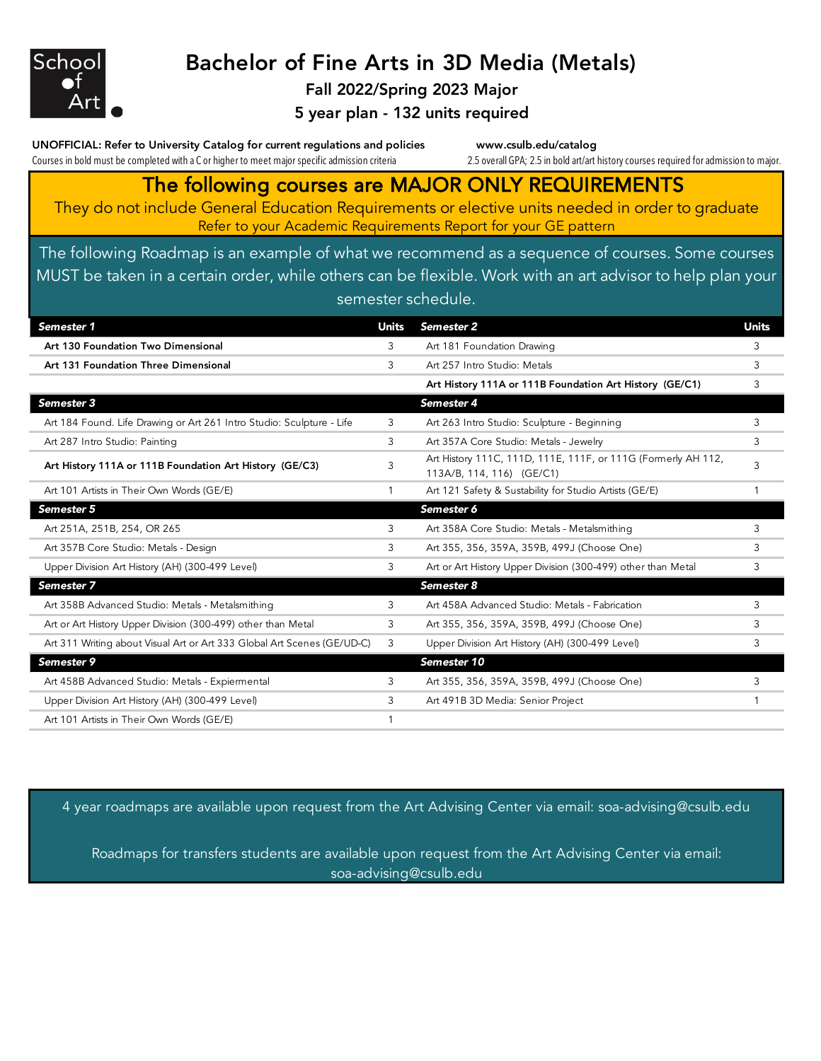School of Art

# Bachelor of Fine Arts in 3D Media (Metals)

### Fall 2022/Spring 2023 Major

### 5 year plan - 132 units required

**UNOFFICIAL: Refer to University Catalog for current regulations and policies** **www.csulb.edu/catalog**

Courses in bold must be completed with a C or higher to meet major specific admission criteria. 2.5 overall GPA; 2.5 in bold art/art history courses required for admission to major.

## The following courses are MAJOR ONLY REQUIREMENTS

They do not include General Education Requirements or elective units needed in order to graduate
Refer to your Academic Requirements Report for your GE pattern

The following Roadmap is an example of what we recommend as a sequence of courses. Some courses MUST be taken in a certain order, while others can be flexible. Work with an art advisor to help plan your semester schedule.

| *Semester 1* | Units | *Semester 2* | Units |
|---|---|---|---|
| **Art 130 Foundation Two Dimensional** | 3 | Art 181 Foundation Drawing | 3 |
| **Art 131 Foundation Three Dimensional** | 3 | Art 257 Intro Studio: Metals | 3 |
| | | **Art History 111A or 111B Foundation Art History (GE/C1)** | 3 |
| *Semester 3* | | *Semester 4* | |
| Art 184 Found. Life Drawing or Art 261 Intro Studio: Sculpture - Life | 3 | Art 263 Intro Studio: Sculpture - Beginning | 3 |
| Art 287 Intro Studio: Painting | 3 | Art 357A Core Studio: Metals - Jewelry | 3 |
| **Art History 111A or 111B Foundation Art History (GE/C3)** | 3 | Art History 111C, 111D, 111E, 111F, or 111G (Formerly AH 112, 113A/B, 114, 116) (GE/C1) | 3 |
| Art 101 Artists in Their Own Words (GE/E) | 1 | Art 121 Safety & Sustability for Studio Artists (GE/E) | 1 |
| *Semester 5* | | *Semester 6* | |
| Art 251A, 251B, 254, OR 265 | 3 | Art 358A Core Studio: Metals - Metalsmithing | 3 |
| Art 357B Core Studio: Metals - Design | 3 | Art 355, 356, 359A, 359B, 499J (Choose One) | 3 |
| Upper Division Art History (AH) (300-499 Level) | 3 | Art or Art History Upper Division (300-499) other than Metal | 3 |
| *Semester 7* | | *Semester 8* | |
| Art 358B Advanced Studio: Metals - Metalsmithing | 3 | Art 458A Advanced Studio: Metals - Fabrication | 3 |
| Art or Art History Upper Division (300-499) other than Metal | 3 | Art 355, 356, 359A, 359B, 499J (Choose One) | 3 |
| Art 311 Writing about Visual Art or Art 333 Global Art Scenes (GE/UD-C) | 3 | Upper Division Art History (AH) (300-499 Level) | 3 |
| *Semester 9* | | *Semester 10* | |
| Art 458B Advanced Studio: Metals - Expiermental | 3 | Art 355, 356, 359A, 359B, 499J (Choose One) | 3 |
| Upper Division Art History (AH) (300-499 Level) | 3 | Art 491B 3D Media: Senior Project | 1 |
| Art 101 Artists in Their Own Words (GE/E) | 1 | | |

4 year roadmaps are available upon request from the Art Advising Center via email: soa-advising@csulb.edu

Roadmaps for transfers students are available upon request from the Art Advising Center via email: soa-advising@csulb.edu